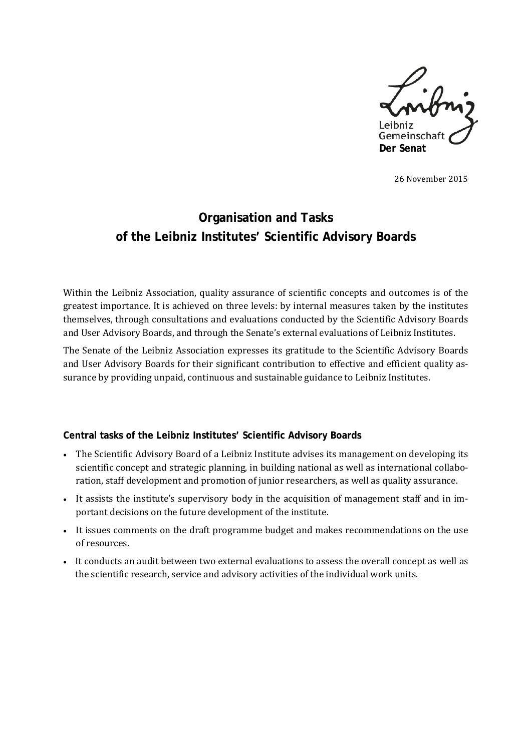Leibniz Gemeinschaft
**Der Senat**

26 November 2015

# Organisation and Tasks of the Leibniz Institutes' Scientific Advisory Boards

Within the Leibniz Association, quality assurance of scientific concepts and outcomes is of the greatest importance. It is achieved on three levels: by internal measures taken by the institutes themselves, through consultations and evaluations conducted by the Scientific Advisory Boards and User Advisory Boards, and through the Senate's external evaluations of Leibniz Institutes.

The Senate of the Leibniz Association expresses its gratitude to the Scientific Advisory Boards and User Advisory Boards for their significant contribution to effective and efficient quality assurance by providing unpaid, continuous and sustainable guidance to Leibniz Institutes.

## Central tasks of the Leibniz Institutes' Scientific Advisory Boards

- The Scientific Advisory Board of a Leibniz Institute advises its management on developing its scientific concept and strategic planning, in building national as well as international collaboration, staff development and promotion of junior researchers, as well as quality assurance.
- It assists the institute's supervisory body in the acquisition of management staff and in important decisions on the future development of the institute.
- It issues comments on the draft programme budget and makes recommendations on the use of resources.
- It conducts an audit between two external evaluations to assess the overall concept as well as the scientific research, service and advisory activities of the individual work units.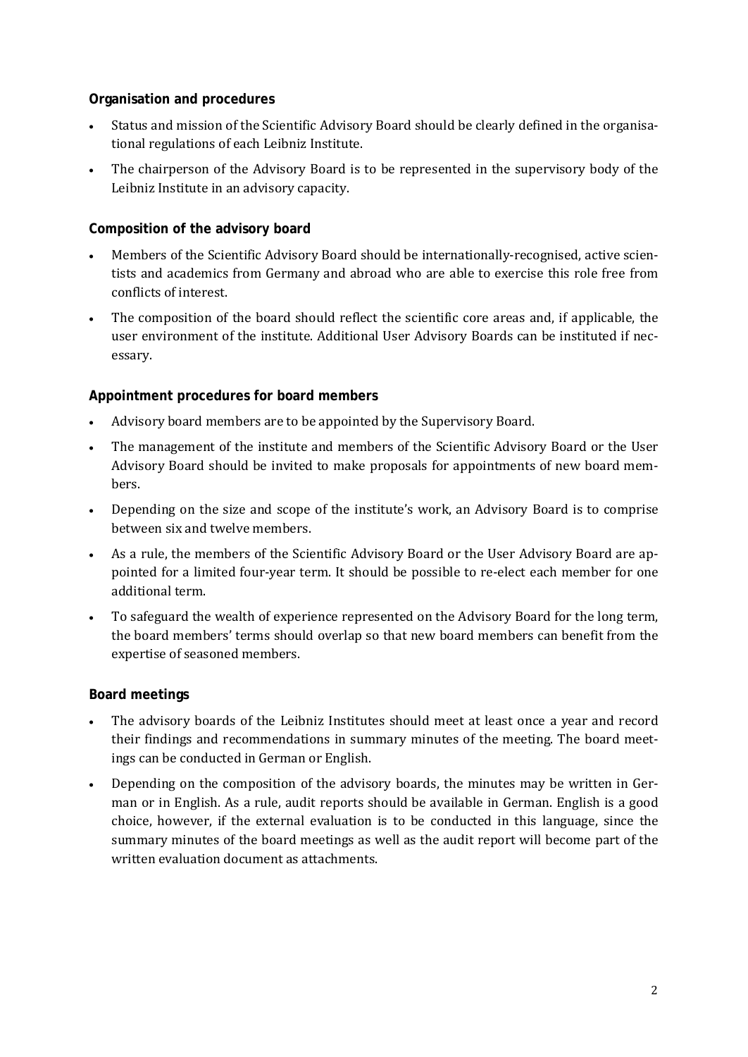**Organisation and procedures**

- Status and mission of the Scientific Advisory Board should be clearly defined in the organisational regulations of each Leibniz Institute.
- The chairperson of the Advisory Board is to be represented in the supervisory body of the Leibniz Institute in an advisory capacity.

**Composition of the advisory board**

- Members of the Scientific Advisory Board should be internationally-recognised, active scientists and academics from Germany and abroad who are able to exercise this role free from conflicts of interest.
- The composition of the board should reflect the scientific core areas and, if applicable, the user environment of the institute. Additional User Advisory Boards can be instituted if necessary.

**Appointment procedures for board members**

- Advisory board members are to be appointed by the Supervisory Board.
- The management of the institute and members of the Scientific Advisory Board or the User Advisory Board should be invited to make proposals for appointments of new board members.
- Depending on the size and scope of the institute's work, an Advisory Board is to comprise between six and twelve members.
- As a rule, the members of the Scientific Advisory Board or the User Advisory Board are appointed for a limited four-year term. It should be possible to re-elect each member for one additional term.
- To safeguard the wealth of experience represented on the Advisory Board for the long term, the board members' terms should overlap so that new board members can benefit from the expertise of seasoned members.

**Board meetings**

- The advisory boards of the Leibniz Institutes should meet at least once a year and record their findings and recommendations in summary minutes of the meeting. The board meetings can be conducted in German or English.
- Depending on the composition of the advisory boards, the minutes may be written in German or in English. As a rule, audit reports should be available in German. English is a good choice, however, if the external evaluation is to be conducted in this language, since the summary minutes of the board meetings as well as the audit report will become part of the written evaluation document as attachments.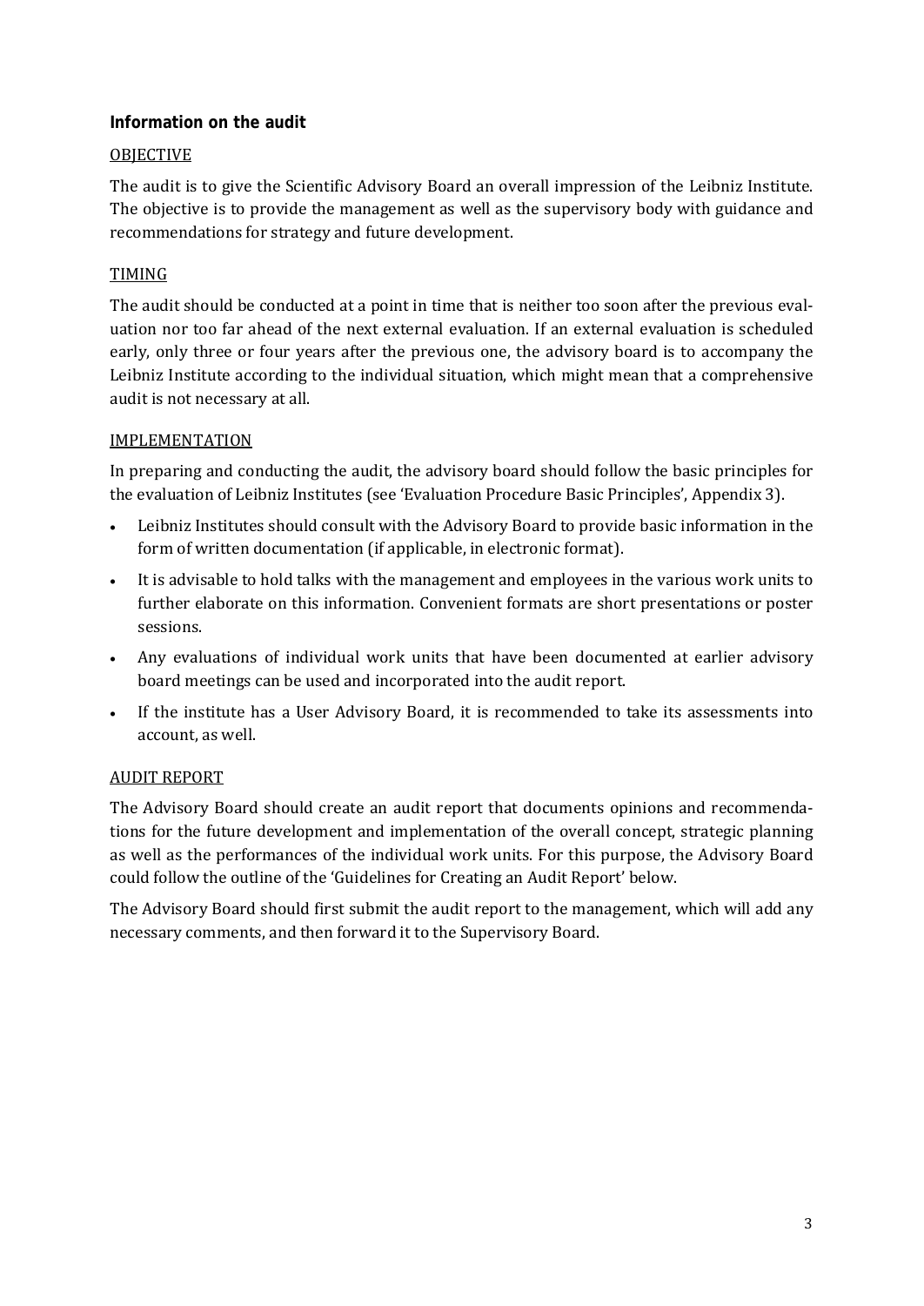## Information on the audit

### OBJECTIVE

The audit is to give the Scientific Advisory Board an overall impression of the Leibniz Institute. The objective is to provide the management as well as the supervisory body with guidance and recommendations for strategy and future development.

### TIMING

The audit should be conducted at a point in time that is neither too soon after the previous evaluation nor too far ahead of the next external evaluation. If an external evaluation is scheduled early, only three or four years after the previous one, the advisory board is to accompany the Leibniz Institute according to the individual situation, which might mean that a comprehensive audit is not necessary at all.

### IMPLEMENTATION

In preparing and conducting the audit, the advisory board should follow the basic principles for the evaluation of Leibniz Institutes (see 'Evaluation Procedure Basic Principles', Appendix 3).

- Leibniz Institutes should consult with the Advisory Board to provide basic information in the form of written documentation (if applicable, in electronic format).
- It is advisable to hold talks with the management and employees in the various work units to further elaborate on this information. Convenient formats are short presentations or poster sessions.
- Any evaluations of individual work units that have been documented at earlier advisory board meetings can be used and incorporated into the audit report.
- If the institute has a User Advisory Board, it is recommended to take its assessments into account, as well.

### AUDIT REPORT

The Advisory Board should create an audit report that documents opinions and recommendations for the future development and implementation of the overall concept, strategic planning as well as the performances of the individual work units. For this purpose, the Advisory Board could follow the outline of the 'Guidelines for Creating an Audit Report' below.

The Advisory Board should first submit the audit report to the management, which will add any necessary comments, and then forward it to the Supervisory Board.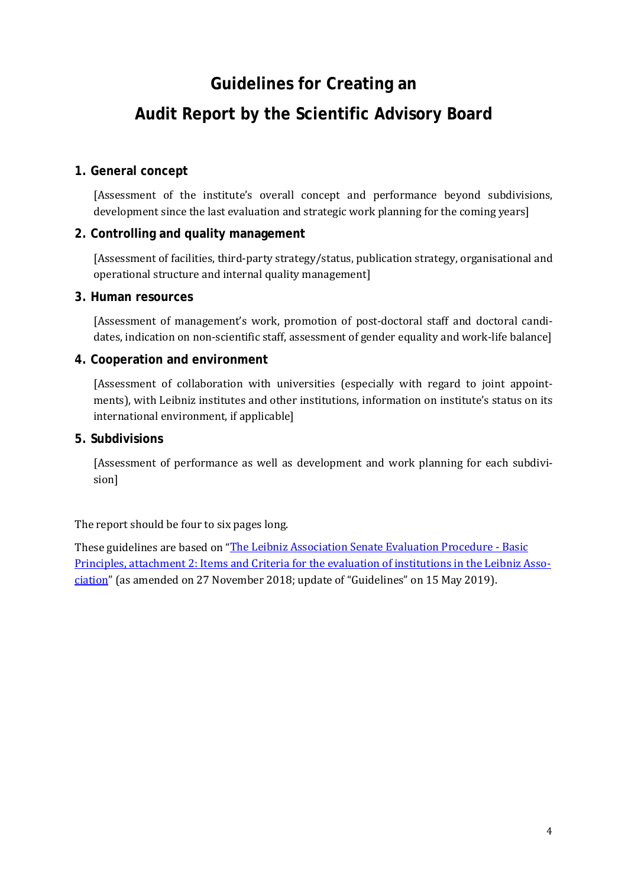# Guidelines for Creating an Audit Report by the Scientific Advisory Board

## 1. General concept

[Assessment of the institute's overall concept and performance beyond subdivisions, development since the last evaluation and strategic work planning for the coming years]

## 2. Controlling and quality management

[Assessment of facilities, third-party strategy/status, publication strategy, organisational and operational structure and internal quality management]

## 3. Human resources

[Assessment of management's work, promotion of post-doctoral staff and doctoral candidates, indication on non-scientific staff, assessment of gender equality and work-life balance]

## 4. Cooperation and environment

[Assessment of collaboration with universities (especially with regard to joint appointments), with Leibniz institutes and other institutions, information on institute's status on its international environment, if applicable]

## 5. Subdivisions

[Assessment of performance as well as development and work planning for each subdivision]

The report should be four to six pages long.

These guidelines are based on "The Leibniz Association Senate Evaluation Procedure - Basic Principles, attachment 2: Items and Criteria for the evaluation of institutions in the Leibniz Association" (as amended on 27 November 2018; update of "Guidelines" on 15 May 2019).